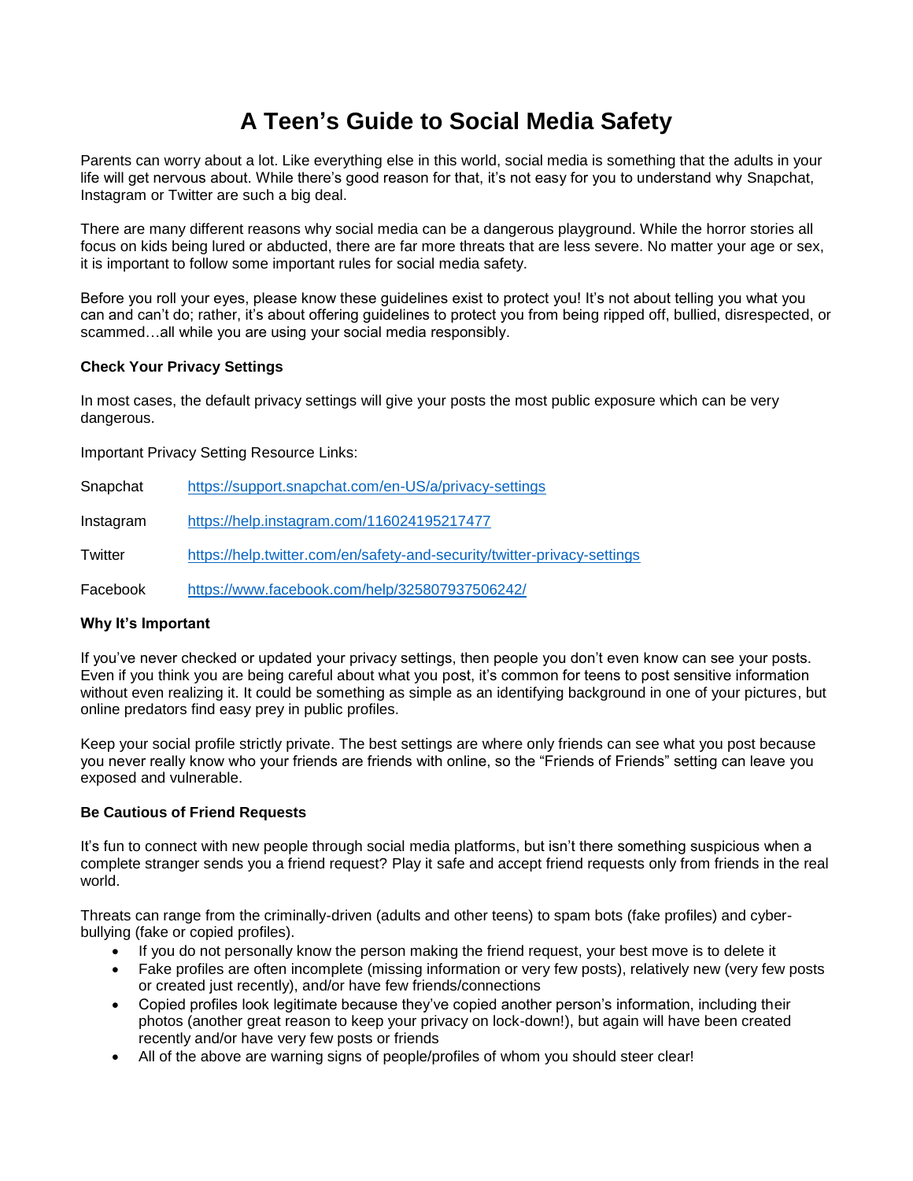# A Teen's Guide to Social Media Safety

Parents can worry about a lot. Like everything else in this world, social media is something that the adults in your life will get nervous about. While there's good reason for that, it's not easy for you to understand why Snapchat, Instagram or Twitter are such a big deal.

There are many different reasons why social media can be a dangerous playground. While the horror stories all focus on kids being lured or abducted, there are far more threats that are less severe. No matter your age or sex, it is important to follow some important rules for social media safety.

Before you roll your eyes, please know these guidelines exist to protect you! It's not about telling you what you can and can't do; rather, it's about offering guidelines to protect you from being ripped off, bullied, disrespected, or scammed…all while you are using your social media responsibly.

**Check Your Privacy Settings**

In most cases, the default privacy settings will give your posts the most public exposure which can be very dangerous.

Important Privacy Setting Resource Links:

| | |
|---|---|
| Snapchat | https://support.snapchat.com/en-US/a/privacy-settings |
| Instagram | https://help.instagram.com/116024195217477 |
| Twitter | https://help.twitter.com/en/safety-and-security/twitter-privacy-settings |
| Facebook | https://www.facebook.com/help/325807937506242/ |

**Why It's Important**

If you've never checked or updated your privacy settings, then people you don't even know can see your posts. Even if you think you are being careful about what you post, it's common for teens to post sensitive information without even realizing it. It could be something as simple as an identifying background in one of your pictures, but online predators find easy prey in public profiles.

Keep your social profile strictly private. The best settings are where only friends can see what you post because you never really know who your friends are friends with online, so the "Friends of Friends" setting can leave you exposed and vulnerable.

**Be Cautious of Friend Requests**

It's fun to connect with new people through social media platforms, but isn't there something suspicious when a complete stranger sends you a friend request? Play it safe and accept friend requests only from friends in the real world.

Threats can range from the criminally-driven (adults and other teens) to spam bots (fake profiles) and cyber-bullying (fake or copied profiles).

- If you do not personally know the person making the friend request, your best move is to delete it
- Fake profiles are often incomplete (missing information or very few posts), relatively new (very few posts or created just recently), and/or have few friends/connections
- Copied profiles look legitimate because they've copied another person's information, including their photos (another great reason to keep your privacy on lock-down!), but again will have been created recently and/or have very few posts or friends
- All of the above are warning signs of people/profiles of whom you should steer clear!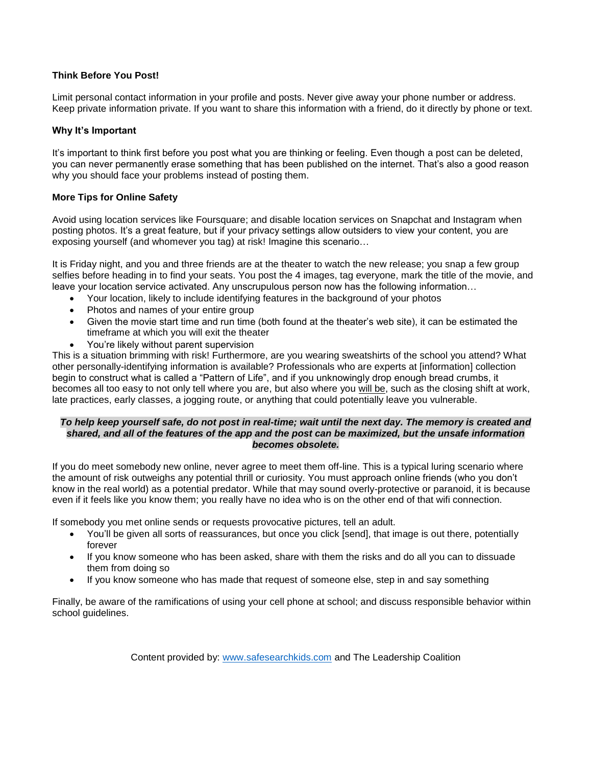**Think Before You Post!**

Limit personal contact information in your profile and posts. Never give away your phone number or address. Keep private information private. If you want to share this information with a friend, do it directly by phone or text.

**Why It's Important**

It's important to think first before you post what you are thinking or feeling. Even though a post can be deleted, you can never permanently erase something that has been published on the internet. That's also a good reason why you should face your problems instead of posting them.

**More Tips for Online Safety**

Avoid using location services like Foursquare; and disable location services on Snapchat and Instagram when posting photos. It's a great feature, but if your privacy settings allow outsiders to view your content, you are exposing yourself (and whomever you tag) at risk! Imagine this scenario…

It is Friday night, and you and three friends are at the theater to watch the new release; you snap a few group selfies before heading in to find your seats. You post the 4 images, tag everyone, mark the title of the movie, and leave your location service activated. Any unscrupulous person now has the following information…

- Your location, likely to include identifying features in the background of your photos
- Photos and names of your entire group
- Given the movie start time and run time (both found at the theater's web site), it can be estimated the timeframe at which you will exit the theater
- You're likely without parent supervision

This is a situation brimming with risk! Furthermore, are you wearing sweatshirts of the school you attend? What other personally-identifying information is available? Professionals who are experts at [information] collection begin to construct what is called a "Pattern of Life", and if you unknowingly drop enough bread crumbs, it becomes all too easy to not only tell where you are, but also where you will be, such as the closing shift at work, late practices, early classes, a jogging route, or anything that could potentially leave you vulnerable.

***To help keep yourself safe, do not post in real-time; wait until the next day. The memory is created and shared, and all of the features of the app and the post can be maximized, but the unsafe information becomes obsolete.***

If you do meet somebody new online, never agree to meet them off-line. This is a typical luring scenario where the amount of risk outweighs any potential thrill or curiosity. You must approach online friends (who you don't know in the real world) as a potential predator. While that may sound overly-protective or paranoid, it is because even if it feels like you know them; you really have no idea who is on the other end of that wifi connection.

If somebody you met online sends or requests provocative pictures, tell an adult.

- You'll be given all sorts of reassurances, but once you click [send], that image is out there, potentially forever
- If you know someone who has been asked, share with them the risks and do all you can to dissuade them from doing so
- If you know someone who has made that request of someone else, step in and say something

Finally, be aware of the ramifications of using your cell phone at school; and discuss responsible behavior within school guidelines.

Content provided by: [www.safesearchkids.com](http://www.safesearchkids.com) and The Leadership Coalition